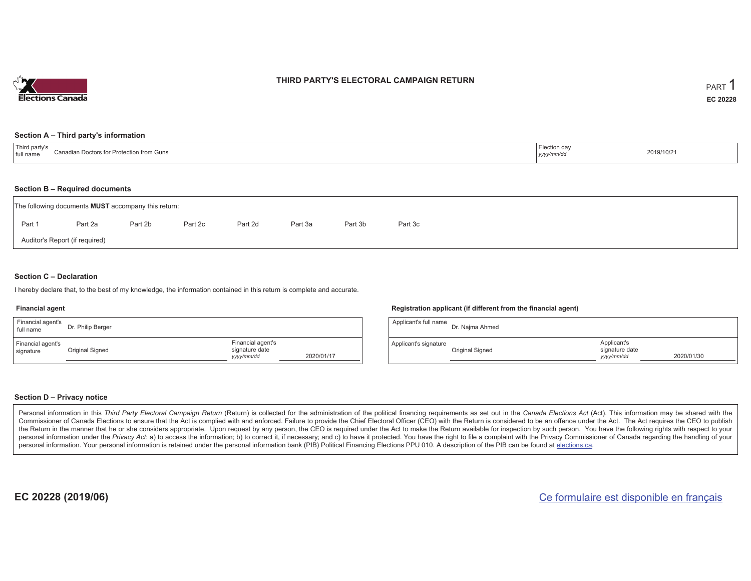# THIRD PARTY'S ELECTORAL CAMPAIGN RETURN

PART 1

**EC 20228**

## Section A – Third party's information

| Third party's full name | Canadian Doctors for Protection from Guns | Election day *yyyy/mm/dd* | 2019/10/21 |
|---|---|---|---|

## Section B – Required documents

The following documents **MUST** accompany this return:

Part 1 Part 2a Part 2b Part 2c Part 2d Part 3a Part 3b Part 3c

Auditor's Report (if required)

## Section C – Declaration

I hereby declare that, to the best of my knowledge, the information contained in this return is complete and accurate.

### Financial agent

| Financial agent's full name | Dr. Philip Berger | | |
|---|---|---|---|
| Financial agent's signature | Original Signed | Financial agent's signature date *yyyy/mm/dd* | 2020/01/17 |

### Registration applicant (if different from the financial agent)

| Applicant's full name | Dr. Najma Ahmed | | |
|---|---|---|---|
| Applicant's signature | Original Signed | Applicant's signature date *yyyy/mm/dd* | 2020/01/30 |

## Section D – Privacy notice

Personal information in this *Third Party Electoral Campaign Return* (Return) is collected for the administration of the political financing requirements as set out in the *Canada Elections Act* (Act). This information may be shared with the Commissioner of Canada Elections to ensure that the Act is complied with and enforced. Failure to provide the Chief Electoral Officer (CEO) with the Return is considered to be an offence under the Act. The Act requires the CEO to publish the Return in the manner that he or she considers appropriate. Upon request by any person, the CEO is required under the Act to make the Return available for inspection by such person. You have the following rights with respect to your personal information under the *Privacy Act*: a) to access the information; b) to correct it, if necessary; and c) to have it protected. You have the right to file a complaint with the Privacy Commissioner of Canada regarding the handling of your personal information. Your personal information is retained under the personal information bank (PIB) Political Financing Elections PPU 010. A description of the PIB can be found at elections.ca.

**EC 20228 (2019/06)**

Ce formulaire est disponible en français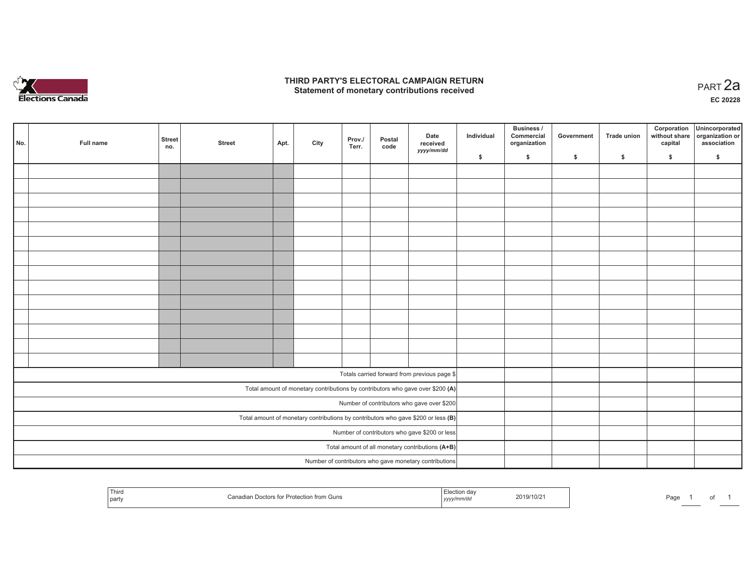# THIRD PARTY'S ELECTORAL CAMPAIGN RETURN
## Statement of monetary contributions received

PART 2a

EC 20228

| No. | Full name | Street no. | Street | Apt. | City | Prov./ Terr. | Postal code | Date received yyyy/mm/dd | Individual $ | Business / Commercial organization $ | Government $ | Trade union $ | Corporation without share capital $ | Unincorporated organization or association $ |
|---|---|---|---|---|---|---|---|---|---|---|---|---|---|---|
| | | | | | | | | | | | | | | |
| | | | | | | | | | | | | | | |
| | | | | | | | | | | | | | | |
| | | | | | | | | | | | | | | |
| | | | | | | | | | | | | | | |
| | | | | | | | | | | | | | | |
| | | | | | | | | | | | | | | |
| | | | | | | | | | | | | | | |
| | | | | | | | | | | | | | | |
| | | | | | | | | | | | | | | |
| | | | | | | | | | | | | | | |
| | | | | | | | | | | | | | | |
| | | | | | | | | | | | | | | |
| | | | | | | | | | | | | | | |
| Totals carried forward from previous page $ | | | | | | | | | | | | | | |
| Total amount of monetary contributions by contributors who gave over $200 **(A)** | | | | | | | | | | | | | | |
| Number of contributors who gave over $200 | | | | | | | | | | | | | | |
| Total amount of monetary contributions by contributors who gave $200 or less **(B)** | | | | | | | | | | | | | | |
| Number of contributors who gave $200 or less | | | | | | | | | | | | | | |
| Total amount of all monetary contributions **(A+B)** | | | | | | | | | | | | | | |
| Number of contributors who gave monetary contributions | | | | | | | | | | | | | | |

| Third party | Canadian Doctors for Protection from Guns | Election day yyyy/mm/dd | 2019/10/21 |
|---|---|---|---|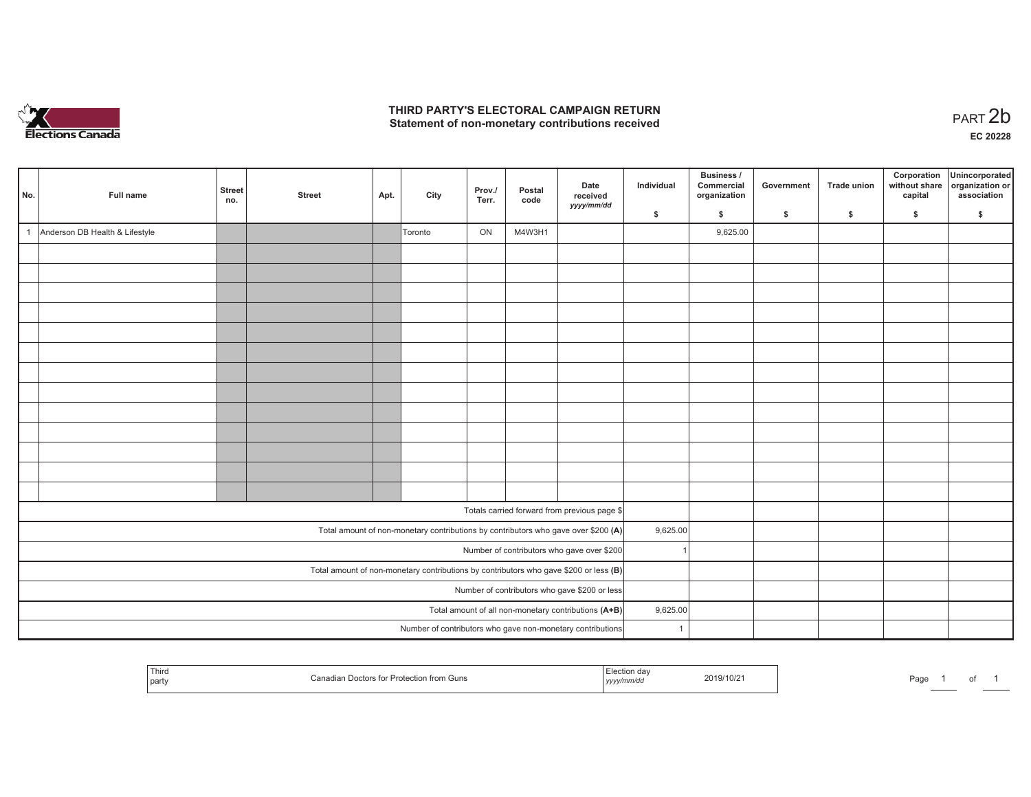# THIRD PARTY'S ELECTORAL CAMPAIGN RETURN
## Statement of non-monetary contributions received

PART 2b

EC 20228

| No. | Full name | Street no. | Street | Apt. | City | Prov./ Terr. | Postal code | Date received yyyy/mm/dd | Individual $ | Business / Commercial organization $ | Government $ | Trade union $ | Corporation without share capital $ | Unincorporated organization or association $ |
|---|---|---|---|---|---|---|---|---|---|---|---|---|---|---|
| 1 | Anderson DB Health & Lifestyle | | | | Toronto | ON | M4W3H1 | | | 9,625.00 | | | | |
| | | | | | | | | | | | | | | |
| | | | | | | | | | | | | | | |
| | | | | | | | | | | | | | | |
| | | | | | | | | | | | | | | |
| | | | | | | | | | | | | | | |
| | | | | | | | | | | | | | | |
| | | | | | | | | | | | | | | |
| | | | | | | | | | | | | | | |
| | | | | | | | | | | | | | | |
| | | | | | | | | | | | | | | |
| | | | | | | | | | | | | | | |
| | | | | | | | | | | | | | | |
| | | | | | | | | | | | | | | |
| Totals carried forward from previous page $ | | | | | | | | | | | | | | |
| Total amount of non-monetary contributions by contributors who gave over $200 (A) | | | | | | | | | 9,625.00 | | | | | |
| Number of contributors who gave over $200 | | | | | | | | | 1 | | | | | |
| Total amount of non-monetary contributions by contributors who gave $200 or less (B) | | | | | | | | | | | | | | |
| Number of contributors who gave $200 or less | | | | | | | | | | | | | | |
| Total amount of all non-monetary contributions (A+B) | | | | | | | | | 9,625.00 | | | | | |
| Number of contributors who gave non-monetary contributions | | | | | | | | | 1 | | | | | |

| Third party | Canadian Doctors for Protection from Guns | Election day yyyy/mm/dd | 2019/10/21 |
|---|---|---|---|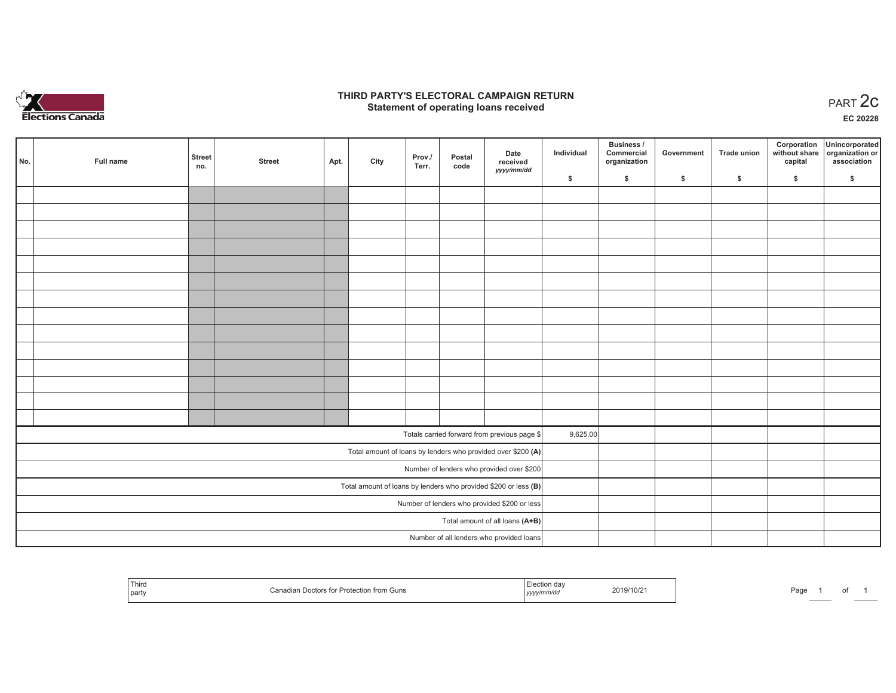Elections Canada

# THIRD PARTY'S ELECTORAL CAMPAIGN RETURN
## Statement of operating loans received

PART 2c

EC 20228

| No. | Full name | Street no. | Street | Apt. | City | Prov./ Terr. | Postal code | Date received yyyy/mm/dd | Individual $ | Business / Commercial organization $ | Government $ | Trade union $ | Corporation without share capital $ | Unincorporated organization or association $ |
|---|---|---|---|---|---|---|---|---|---|---|---|---|---|---|
| | | | | | | | | | | | | | | |
| | | | | | | | | | | | | | | |
| | | | | | | | | | | | | | | |
| | | | | | | | | | | | | | | |
| | | | | | | | | | | | | | | |
| | | | | | | | | | | | | | | |
| | | | | | | | | | | | | | | |
| | | | | | | | | | | | | | | |
| | | | | | | | | | | | | | | |
| | | | | | | | | | | | | | | |
| | | | | | | | | | | | | | | |
| | | | | | | | | | | | | | | |
| | | | | | | | | | | | | | | |
| | | | | | | | | | | | | | | |
| Totals carried forward from previous page $ | | | | | | | | | 9,625.00 | | | | | |
| Total amount of loans by lenders who provided over $200 **(A)** | | | | | | | | | | | | | | |
| Number of lenders who provided over $200 | | | | | | | | | | | | | | |
| Total amount of loans by lenders who provided $200 or less **(B)** | | | | | | | | | | | | | | |
| Number of lenders who provided $200 or less | | | | | | | | | | | | | | |
| Total amount of all loans **(A+B)** | | | | | | | | | | | | | | |
| Number of all lenders who provided loans | | | | | | | | | | | | | | |

| Third party | Canadian Doctors for Protection from Guns | Election day yyyy/mm/dd | 2019/10/21 |
|---|---|---|---|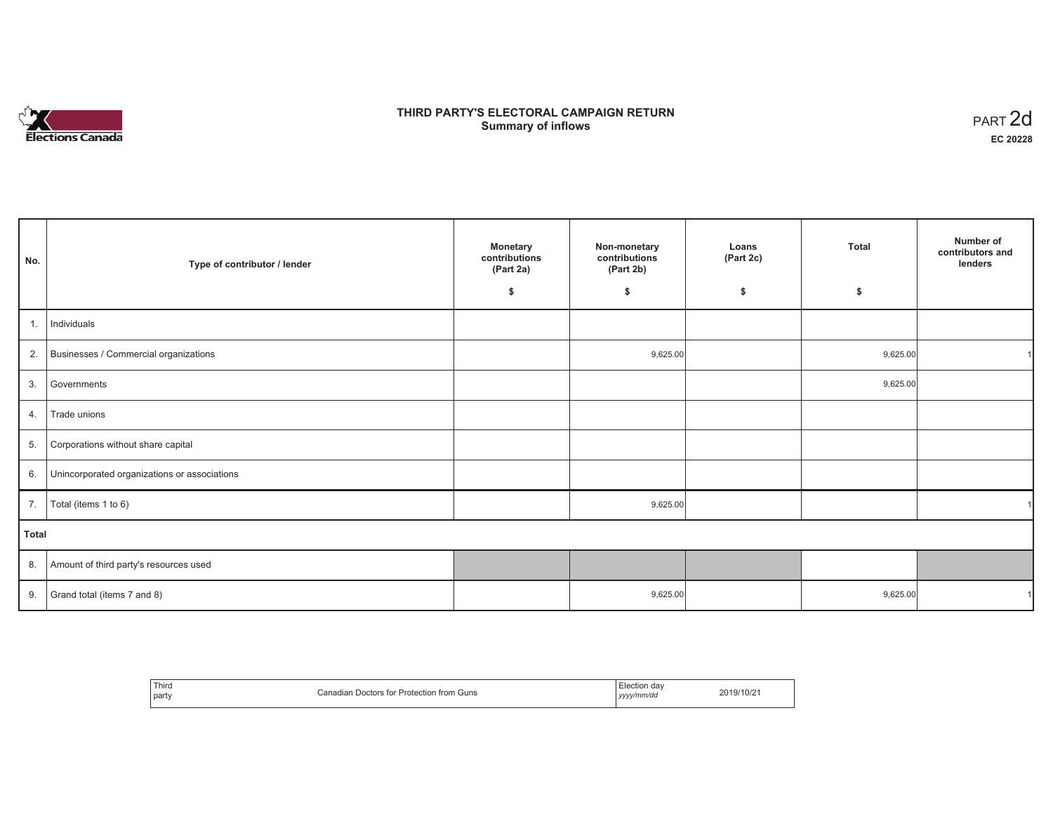Elections Canada

# THIRD PARTY'S ELECTORAL CAMPAIGN RETURN
## Summary of inflows

PART 2d
**EC 20228**

| No. | Type of contributor / lender | Monetary contributions (Part 2a) $ | Non-monetary contributions (Part 2b) $ | Loans (Part 2c) $ | Total $ | Number of contributors and lenders |
|---|---|---|---|---|---|---|
| 1. | Individuals | | | | | |
| 2. | Businesses / Commercial organizations | | 9,625.00 | | 9,625.00 | 1 |
| 3. | Governments | | | | 9,625.00 | |
| 4. | Trade unions | | | | | |
| 5. | Corporations without share capital | | | | | |
| 6. | Unincorporated organizations or associations | | | | | |
| 7. | Total (items 1 to 6) | | 9,625.00 | | | 1 |
| **Total** | | | | | | |
| 8. | Amount of third party's resources used | | | | | |
| 9. | Grand total (items 7 and 8) | | 9,625.00 | | 9,625.00 | 1 |

| Third party | Canadian Doctors for Protection from Guns | Election day *yyyy/mm/dd* | 2019/10/21 |
|---|---|---|---|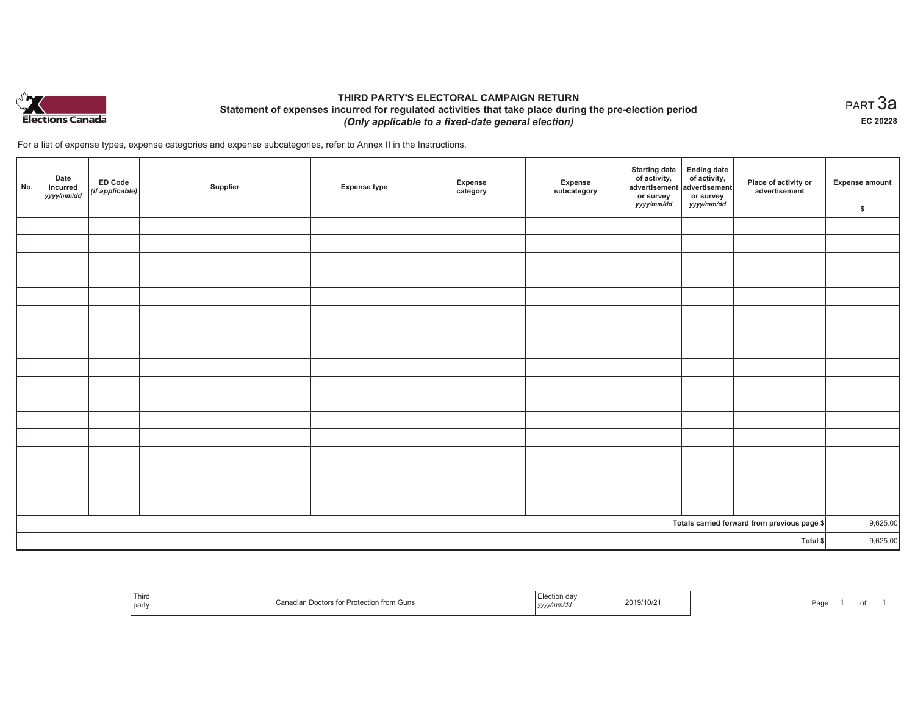Elections Canada

# THIRD PARTY'S ELECTORAL CAMPAIGN RETURN

## Statement of expenses incurred for regulated activities that take place during the pre-election period

***(Only applicable to a fixed-date general election)***

PART 3a

**EC 20228**

For a list of expense types, expense categories and expense subcategories, refer to Annex II in the Instructions.

| No. | Date incurred *yyyy/mm/dd* | ED Code *(if applicable)* | Supplier | Expense type | Expense category | Expense subcategory | Starting date of activity, advertisement or survey *yyyy/mm/dd* | Ending date of activity, advertisement or survey *yyyy/mm/dd* | Place of activity or advertisement | Expense amount $ |
|---|---|---|---|---|---|---|---|---|---|---|
| | | | | | | | | | | |
| | | | | | | | | | | |
| | | | | | | | | | | |
| | | | | | | | | | | |
| | | | | | | | | | | |
| | | | | | | | | | | |
| | | | | | | | | | | |
| | | | | | | | | | | |
| | | | | | | | | | | |
| | | | | | | | | | | |
| | | | | | | | | | | |
| | | | | | | | | | | |
| | | | | | | | | | | |
| | | | | | | | | | | |
| | | | | | | | | | | |
| | | | | | | | | | | |
| | | | | | | | | | | |
| **Totals carried forward from previous page $** | | | | | | | | | | 9,625.00 |
| **Total $** | | | | | | | | | | 9,625.00 |

| Third party | Canadian Doctors for Protection from Guns | Election day *yyyy/mm/dd* | 2019/10/21 |
|---|---|---|---|

Page 1 of 1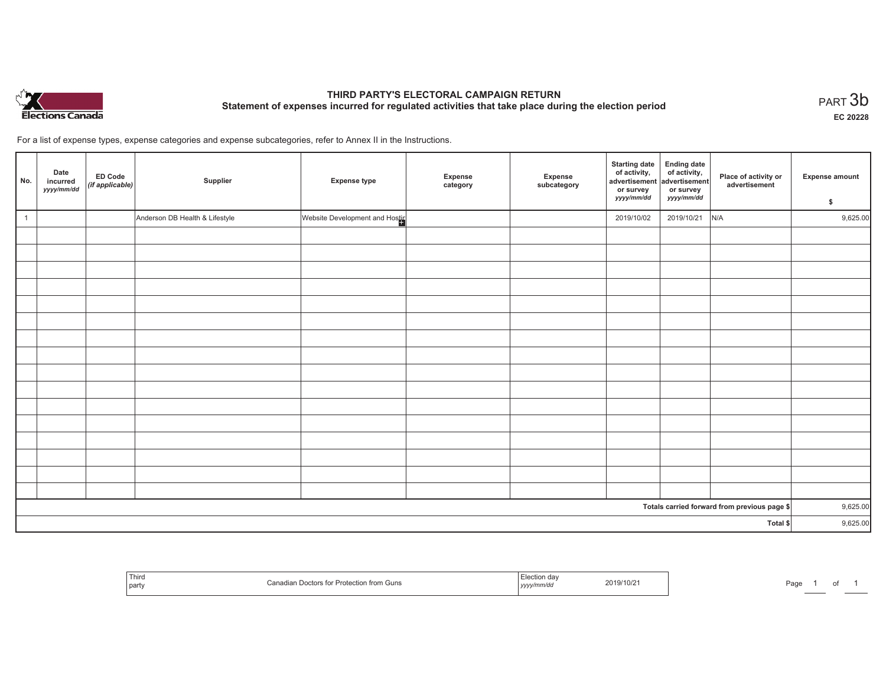# THIRD PARTY'S ELECTORAL CAMPAIGN RETURN

## Statement of expenses incurred for regulated activities that take place during the election period

PART 3b

EC 20228

For a list of expense types, expense categories and expense subcategories, refer to Annex II in the Instructions.

| No. | Date incurred *yyyy/mm/dd* | ED Code *(if applicable)* | Supplier | Expense type | Expense category | Expense subcategory | Starting date of activity, advertisement or survey *yyyy/mm/dd* | Ending date of activity, advertisement or survey *yyyy/mm/dd* | Place of activity or advertisement | Expense amount $ |
|---|---|---|---|---|---|---|---|---|---|---|
| 1 | | | Anderson DB Health & Lifestyle | Website Development and Hostir | | | 2019/10/02 | 2019/10/21 | N/A | 9,625.00 |
| | | | | | | | | | | |
| | | | | | | | | | | |
| | | | | | | | | | | |
| | | | | | | | | | | |
| | | | | | | | | | | |
| | | | | | | | | | | |
| | | | | | | | | | | |
| | | | | | | | | | | |
| | | | | | | | | | | |
| | | | | | | | | | | |
| | | | | | | | | | | |
| | | | | | | | | | | |
| | | | | | | | | | | |
| | | | | | | | | | | |
| | | | | | | | | | | |
| | | | | | | | | | | |
| | | | | | | | | | Totals carried forward from previous page $ | 9,625.00 |
| | | | | | | | | | Total $ | 9,625.00 |

| Third party | Canadian Doctors for Protection from Guns | Election day *yyyy/mm/dd* | 2019/10/21 |
|---|---|---|---|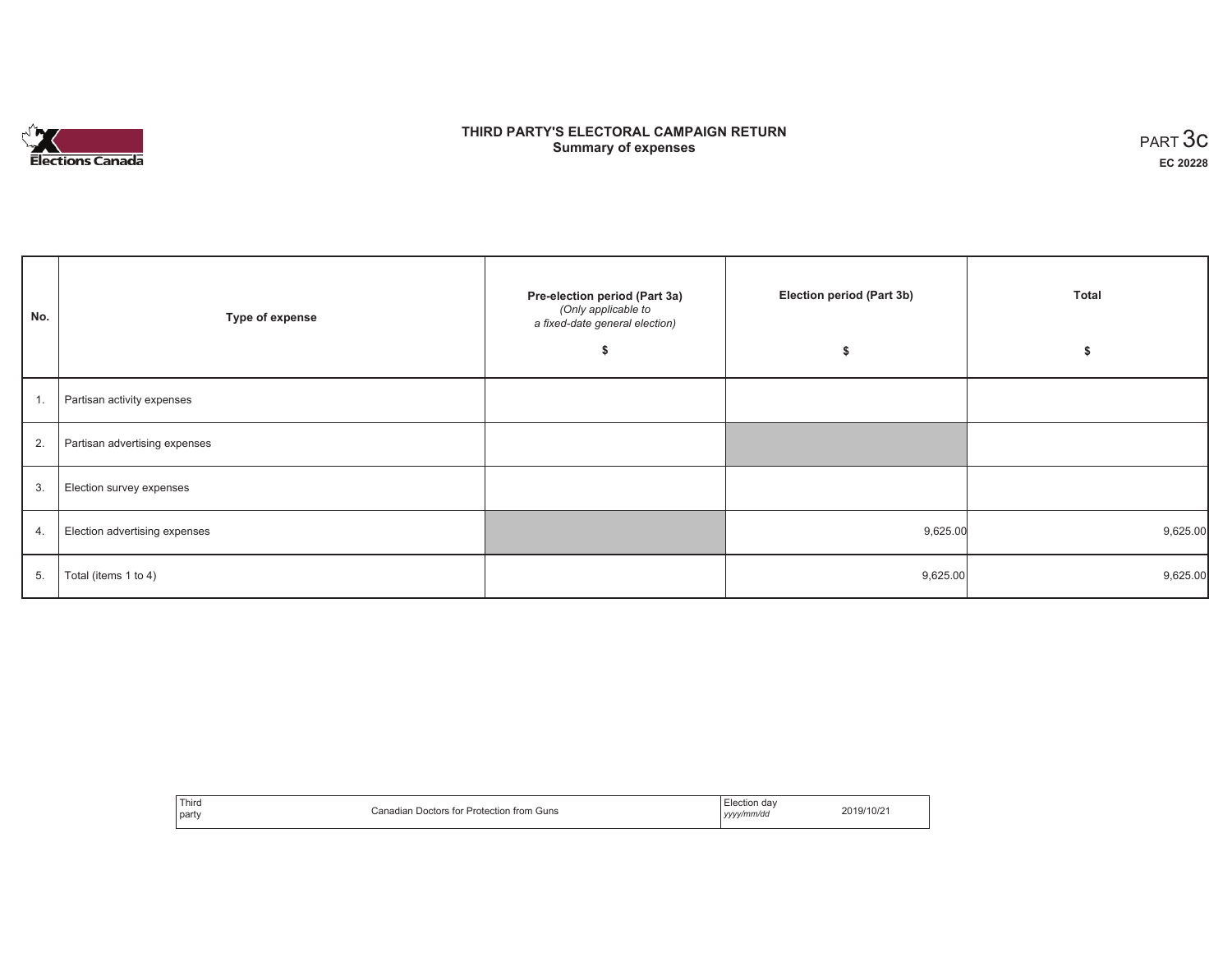# THIRD PARTY'S ELECTORAL CAMPAIGN RETURN
## Summary of expenses

PART 3c

**EC 20228**

| No. | Type of expense | Pre-election period (Part 3a) *(Only applicable to a fixed-date general election)* $ | Election period (Part 3b) $ | Total $ |
|---|---|---|---|---|
| 1. | Partisan activity expenses | | | |
| 2. | Partisan advertising expenses | | | |
| 3. | Election survey expenses | | | |
| 4. | Election advertising expenses | | 9,625.00 | 9,625.00 |
| 5. | Total (items 1 to 4) | | 9,625.00 | 9,625.00 |

| Third party | Canadian Doctors for Protection from Guns | Election day *yyyy/mm/dd* | 2019/10/21 |
|---|---|---|---|